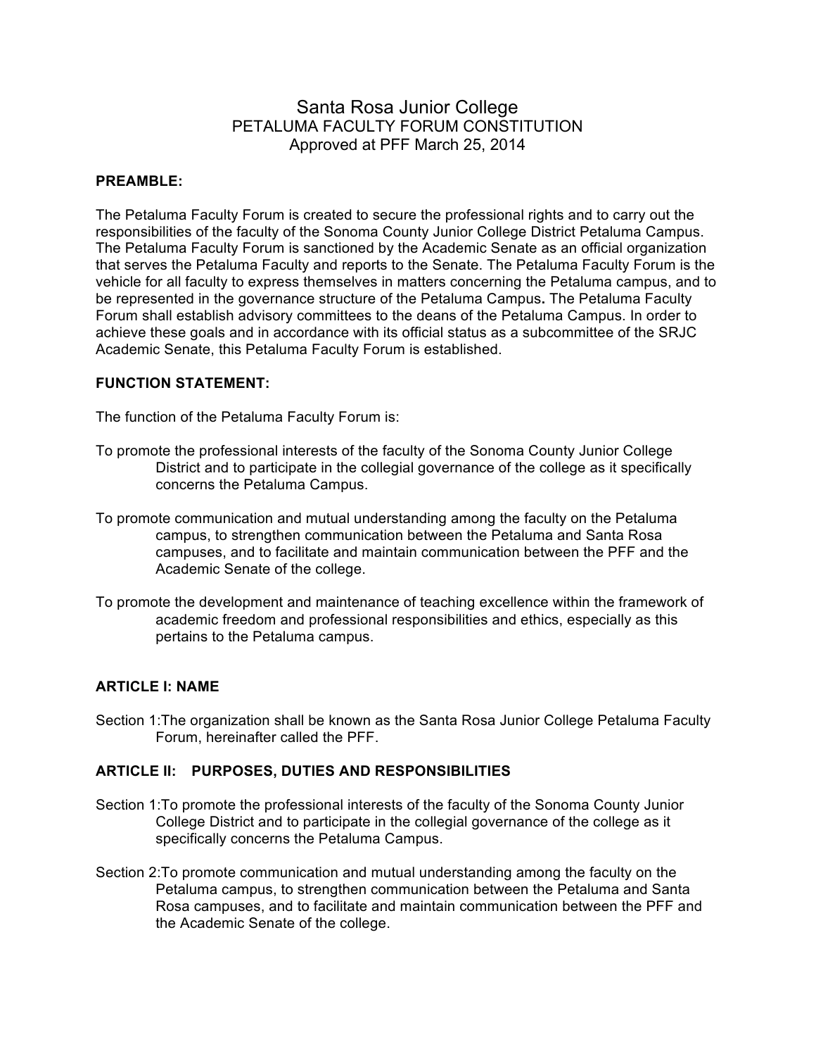# Santa Rosa Junior College
## PETALUMA FACULTY FORUM CONSTITUTION
### Approved at PFF March 25, 2014

**PREAMBLE:**

The Petaluma Faculty Forum is created to secure the professional rights and to carry out the responsibilities of the faculty of the Sonoma County Junior College District Petaluma Campus. The Petaluma Faculty Forum is sanctioned by the Academic Senate as an official organization that serves the Petaluma Faculty and reports to the Senate. The Petaluma Faculty Forum is the vehicle for all faculty to express themselves in matters concerning the Petaluma campus, and to be represented in the governance structure of the Petaluma Campus**.** The Petaluma Faculty Forum shall establish advisory committees to the deans of the Petaluma Campus. In order to achieve these goals and in accordance with its official status as a subcommittee of the SRJC Academic Senate, this Petaluma Faculty Forum is established.

**FUNCTION STATEMENT:**

The function of the Petaluma Faculty Forum is:

To promote the professional interests of the faculty of the Sonoma County Junior College District and to participate in the collegial governance of the college as it specifically concerns the Petaluma Campus.

To promote communication and mutual understanding among the faculty on the Petaluma campus, to strengthen communication between the Petaluma and Santa Rosa campuses, and to facilitate and maintain communication between the PFF and the Academic Senate of the college.

To promote the development and maintenance of teaching excellence within the framework of academic freedom and professional responsibilities and ethics, especially as this pertains to the Petaluma campus.

**ARTICLE I: NAME**

Section 1:The organization shall be known as the Santa Rosa Junior College Petaluma Faculty Forum, hereinafter called the PFF.

**ARTICLE II: PURPOSES, DUTIES AND RESPONSIBILITIES**

Section 1:To promote the professional interests of the faculty of the Sonoma County Junior College District and to participate in the collegial governance of the college as it specifically concerns the Petaluma Campus.

Section 2:To promote communication and mutual understanding among the faculty on the Petaluma campus, to strengthen communication between the Petaluma and Santa Rosa campuses, and to facilitate and maintain communication between the PFF and the Academic Senate of the college.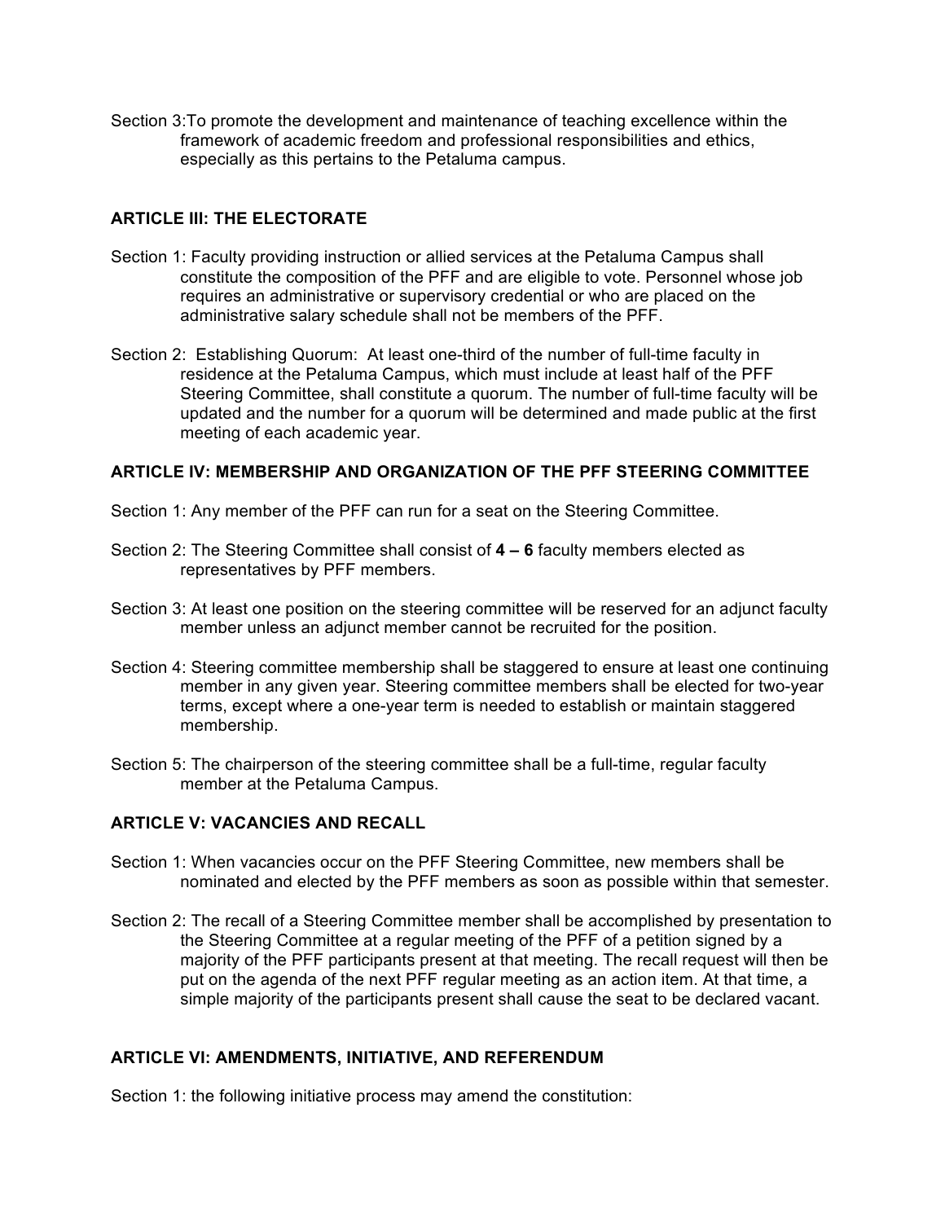Section 3:To promote the development and maintenance of teaching excellence within the framework of academic freedom and professional responsibilities and ethics, especially as this pertains to the Petaluma campus.

### ARTICLE III: THE ELECTORATE

Section 1: Faculty providing instruction or allied services at the Petaluma Campus shall constitute the composition of the PFF and are eligible to vote. Personnel whose job requires an administrative or supervisory credential or who are placed on the administrative salary schedule shall not be members of the PFF.

Section 2: Establishing Quorum: At least one-third of the number of full-time faculty in residence at the Petaluma Campus, which must include at least half of the PFF Steering Committee, shall constitute a quorum. The number of full-time faculty will be updated and the number for a quorum will be determined and made public at the first meeting of each academic year.

### ARTICLE IV: MEMBERSHIP AND ORGANIZATION OF THE PFF STEERING COMMITTEE

Section 1: Any member of the PFF can run for a seat on the Steering Committee.

Section 2: The Steering Committee shall consist of **4 – 6** faculty members elected as representatives by PFF members.

Section 3: At least one position on the steering committee will be reserved for an adjunct faculty member unless an adjunct member cannot be recruited for the position.

Section 4: Steering committee membership shall be staggered to ensure at least one continuing member in any given year. Steering committee members shall be elected for two-year terms, except where a one-year term is needed to establish or maintain staggered membership.

Section 5: The chairperson of the steering committee shall be a full-time, regular faculty member at the Petaluma Campus.

### ARTICLE V: VACANCIES AND RECALL

Section 1: When vacancies occur on the PFF Steering Committee, new members shall be nominated and elected by the PFF members as soon as possible within that semester.

Section 2: The recall of a Steering Committee member shall be accomplished by presentation to the Steering Committee at a regular meeting of the PFF of a petition signed by a majority of the PFF participants present at that meeting. The recall request will then be put on the agenda of the next PFF regular meeting as an action item. At that time, a simple majority of the participants present shall cause the seat to be declared vacant.

### ARTICLE VI: AMENDMENTS, INITIATIVE, AND REFERENDUM

Section 1: the following initiative process may amend the constitution: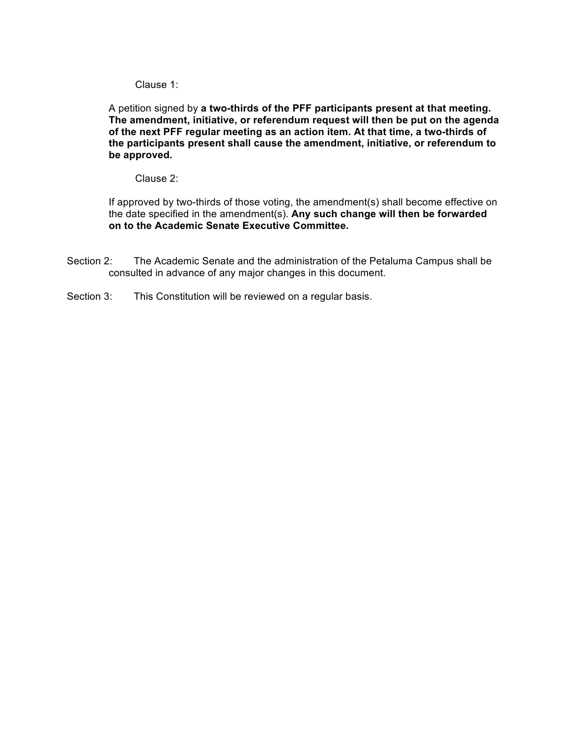Clause 1:

A petition signed by **a two-thirds of the PFF participants present at that meeting. The amendment, initiative, or referendum request will then be put on the agenda of the next PFF regular meeting as an action item. At that time, a two-thirds of the participants present shall cause the amendment, initiative, or referendum to be approved.**

Clause 2:

If approved by two-thirds of those voting, the amendment(s) shall become effective on the date specified in the amendment(s). **Any such change will then be forwarded on to the Academic Senate Executive Committee.**

Section 2: The Academic Senate and the administration of the Petaluma Campus shall be consulted in advance of any major changes in this document.

Section 3: This Constitution will be reviewed on a regular basis.